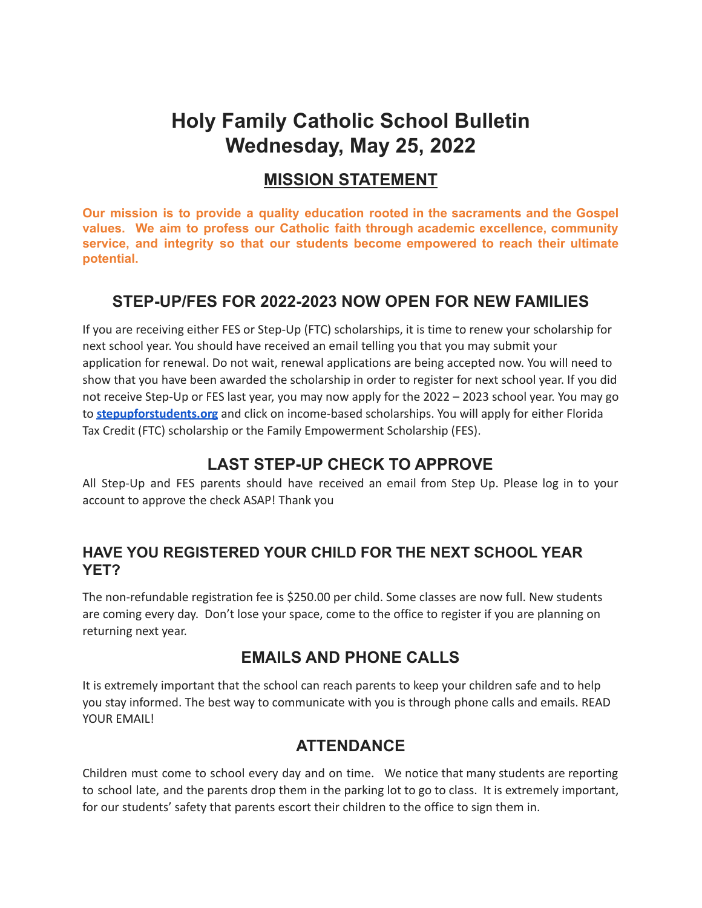# Holy Family Catholic School Bulletin
# Wednesday, May 25, 2022

## MISSION STATEMENT

**Our mission is to provide a quality education rooted in the sacraments and the Gospel values. We aim to profess our Catholic faith through academic excellence, community service, and integrity so that our students become empowered to reach their ultimate potential.**

## STEP-UP/FES FOR 2022-2023 NOW OPEN FOR NEW FAMILIES

If you are receiving either FES or Step-Up (FTC) scholarships, it is time to renew your scholarship for next school year. You should have received an email telling you that you may submit your application for renewal. Do not wait, renewal applications are being accepted now. You will need to show that you have been awarded the scholarship in order to register for next school year. If you did not receive Step-Up or FES last year, you may now apply for the 2022 – 2023 school year. You may go to **stepupforstudents.org** and click on income-based scholarships. You will apply for either Florida Tax Credit (FTC) scholarship or the Family Empowerment Scholarship (FES).

## LAST STEP-UP CHECK TO APPROVE

All Step-Up and FES parents should have received an email from Step Up. Please log in to your account to approve the check ASAP! Thank you

### HAVE YOU REGISTERED YOUR CHILD FOR THE NEXT SCHOOL YEAR YET?

The non-refundable registration fee is $250.00 per child. Some classes are now full. New students are coming every day. Don't lose your space, come to the office to register if you are planning on returning next year.

## EMAILS AND PHONE CALLS

It is extremely important that the school can reach parents to keep your children safe and to help you stay informed. The best way to communicate with you is through phone calls and emails. READ YOUR EMAIL!

## ATTENDANCE

Children must come to school every day and on time. We notice that many students are reporting to school late, and the parents drop them in the parking lot to go to class. It is extremely important, for our students' safety that parents escort their children to the office to sign them in.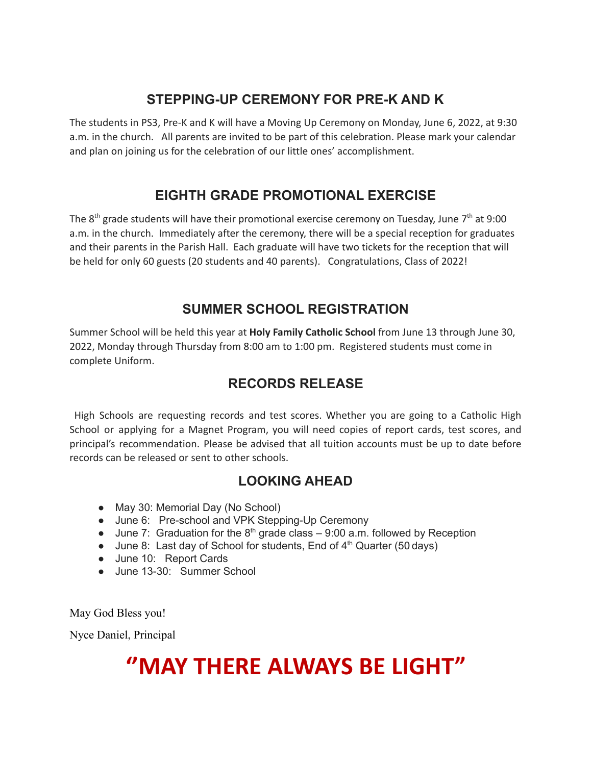## STEPPING-UP CEREMONY FOR PRE-K AND K

The students in PS3, Pre-K and K will have a Moving Up Ceremony on Monday, June 6, 2022, at 9:30 a.m. in the church. All parents are invited to be part of this celebration. Please mark your calendar and plan on joining us for the celebration of our little ones' accomplishment.

## EIGHTH GRADE PROMOTIONAL EXERCISE

The 8th grade students will have their promotional exercise ceremony on Tuesday, June 7th at 9:00 a.m. in the church. Immediately after the ceremony, there will be a special reception for graduates and their parents in the Parish Hall. Each graduate will have two tickets for the reception that will be held for only 60 guests (20 students and 40 parents). Congratulations, Class of 2022!

## SUMMER SCHOOL REGISTRATION

Summer School will be held this year at **Holy Family Catholic School** from June 13 through June 30, 2022, Monday through Thursday from 8:00 am to 1:00 pm. Registered students must come in complete Uniform.

## RECORDS RELEASE

High Schools are requesting records and test scores. Whether you are going to a Catholic High School or applying for a Magnet Program, you will need copies of report cards, test scores, and principal's recommendation. Please be advised that all tuition accounts must be up to date before records can be released or sent to other schools.

## LOOKING AHEAD

- May 30: Memorial Day (No School)
- June 6: Pre-school and VPK Stepping-Up Ceremony
- June 7: Graduation for the 8th grade class – 9:00 a.m. followed by Reception
- June 8: Last day of School for students, End of 4th Quarter (50 days)
- June 10: Report Cards
- June 13-30: Summer School

May God Bless you!

Nyce Daniel, Principal

# "MAY THERE ALWAYS BE LIGHT"